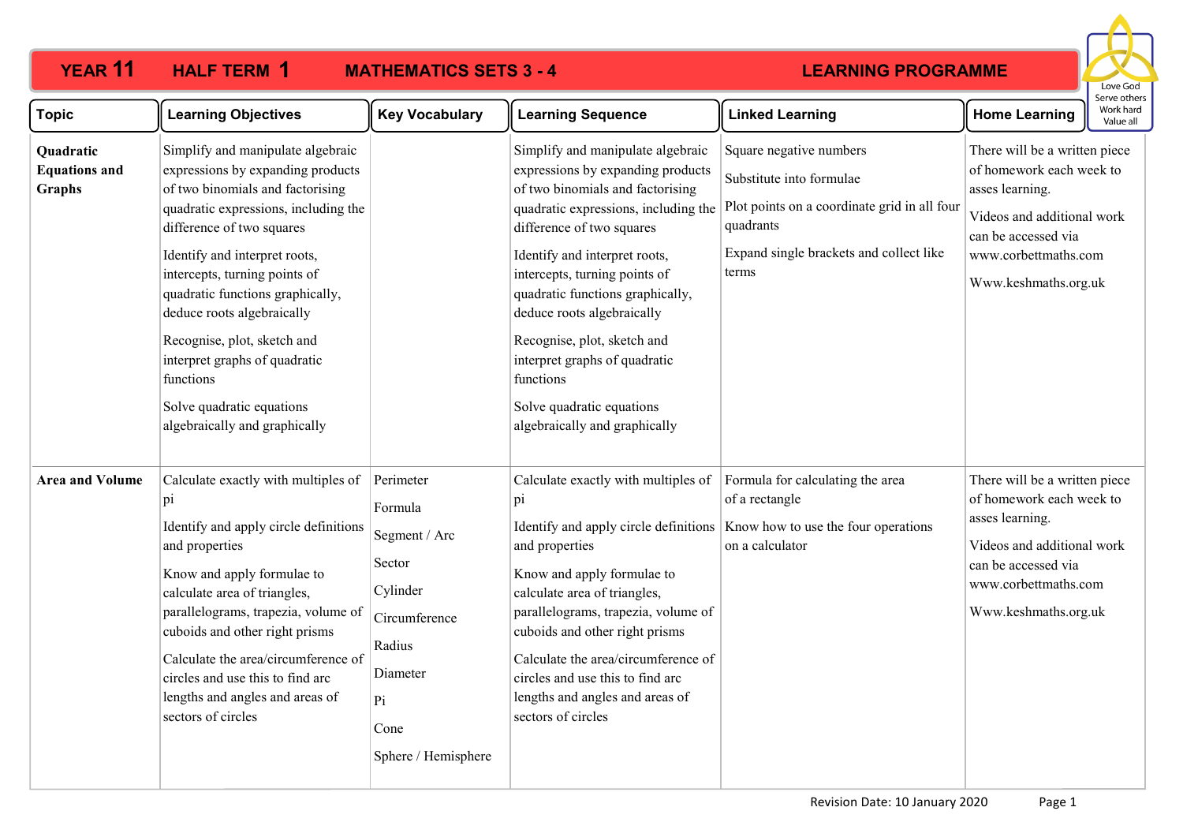# YEAR 11 HALF TERM 1 MATHEMATICS SETS 3 - 4 LEARNING PROGRAMME

Love God
Serve others
Work hard
Value all

| Topic | Learning Objectives | Key Vocabulary | Learning Sequence | Linked Learning | Home Learning |
|---|---|---|---|---|---|
| **Quadratic Equations and Graphs** | Simplify and manipulate algebraic expressions by expanding products of two binomials and factorising quadratic expressions, including the difference of two squares<br><br>Identify and interpret roots, intercepts, turning points of quadratic functions graphically, deduce roots algebraically<br><br>Recognise, plot, sketch and interpret graphs of quadratic functions<br><br>Solve quadratic equations algebraically and graphically | | Simplify and manipulate algebraic expressions by expanding products of two binomials and factorising quadratic expressions, including the difference of two squares<br><br>Identify and interpret roots, intercepts, turning points of quadratic functions graphically, deduce roots algebraically<br><br>Recognise, plot, sketch and interpret graphs of quadratic functions<br><br>Solve quadratic equations algebraically and graphically | Square negative numbers<br><br>Substitute into formulae<br><br>Plot points on a coordinate grid in all four quadrants<br><br>Expand single brackets and collect like terms | There will be a written piece of homework each week to asses learning.<br><br>Videos and additional work can be accessed via www.corbettmaths.com<br><br>Www.keshmaths.org.uk |
| **Area and Volume** | Calculate exactly with multiples of pi<br><br>Identify and apply circle definitions and properties<br><br>Know and apply formulae to calculate area of triangles, parallelograms, trapezia, volume of cuboids and other right prisms<br><br>Calculate the area/circumference of circles and use this to find arc lengths and angles and areas of sectors of circles | Perimeter<br><br>Formula<br><br>Segment / Arc<br><br>Sector<br><br>Cylinder<br><br>Circumference<br><br>Radius<br><br>Diameter<br><br>Pi<br><br>Cone<br><br>Sphere / Hemisphere | Calculate exactly with multiples of pi<br><br>Identify and apply circle definitions and properties<br><br>Know and apply formulae to calculate area of triangles, parallelograms, trapezia, volume of cuboids and other right prisms<br><br>Calculate the area/circumference of circles and use this to find arc lengths and angles and areas of sectors of circles | Formula for calculating the area of a rectangle<br><br>Know how to use the four operations on a calculator | There will be a written piece of homework each week to asses learning.<br><br>Videos and additional work can be accessed via www.corbettmaths.com<br><br>Www.keshmaths.org.uk |

Revision Date: 10 January 2020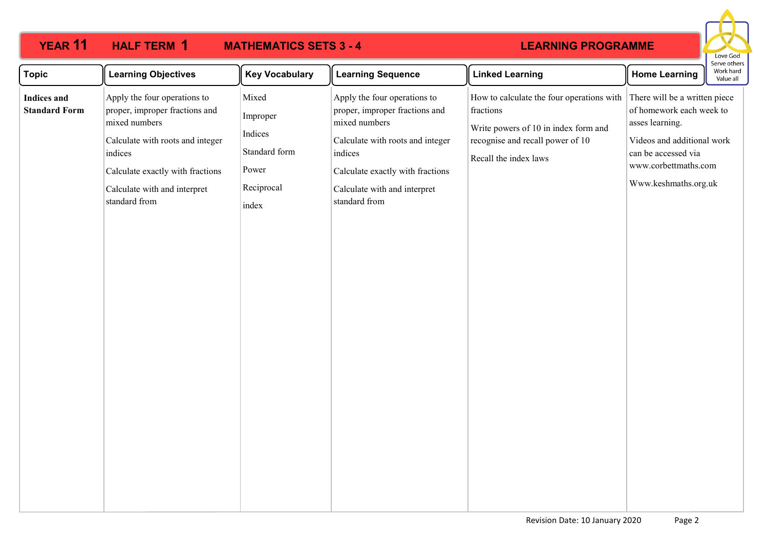# YEAR 11 HALF TERM 1 MATHEMATICS SETS 3 - 4 LEARNING PROGRAMME

Love God  
Serve others  
Work hard  
Value all

| Topic | Learning Objectives | Key Vocabulary | Learning Sequence | Linked Learning | Home Learning |
|---|---|---|---|---|---|
| **Indices and Standard Form** | Apply the four operations to proper, improper fractions and mixed numbers<br><br>Calculate with roots and integer indices<br><br>Calculate exactly with fractions<br><br>Calculate with and interpret standard from | Mixed<br><br>Improper<br><br>Indices<br><br>Standard form<br><br>Power<br><br>Reciprocal<br><br>index | Apply the four operations to proper, improper fractions and mixed numbers<br><br>Calculate with roots and integer indices<br><br>Calculate exactly with fractions<br><br>Calculate with and interpret standard from | How to calculate the four operations with fractions<br><br>Write powers of 10 in index form and recognise and recall power of 10<br><br>Recall the index laws | There will be a written piece of homework each week to asses learning.<br><br>Videos and additional work can be accessed via www.corbettmaths.com<br><br>Www.keshmaths.org.uk |

Revision Date: 10 January 2020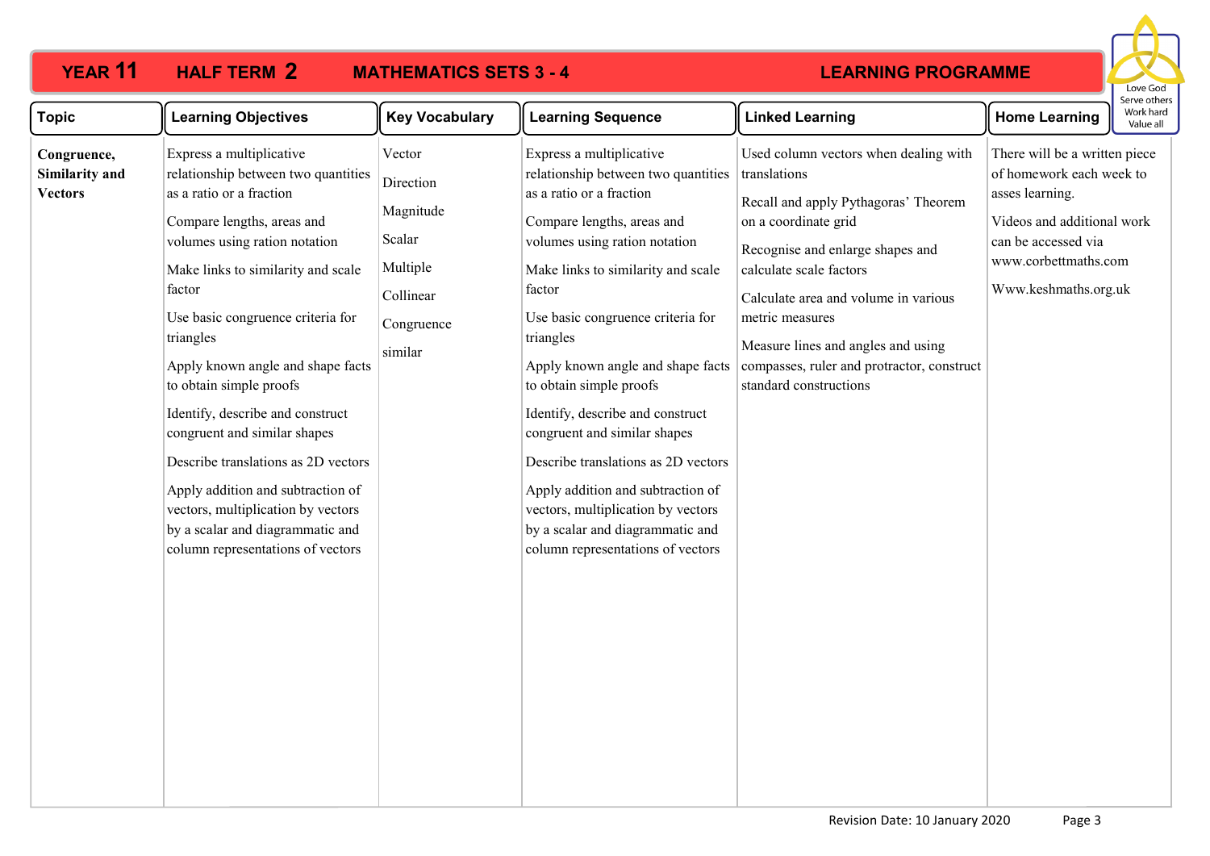# YEAR 11 HALF TERM 2 MATHEMATICS SETS 3 - 4 LEARNING PROGRAMME

Love God
Serve others
Work hard
Value all

| Topic | Learning Objectives | Key Vocabulary | Learning Sequence | Linked Learning | Home Learning |
|---|---|---|---|---|---|
| **Congruence, Similarity and Vectors** | Express a multiplicative relationship between two quantities as a ratio or a fraction<br><br>Compare lengths, areas and volumes using ration notation<br><br>Make links to similarity and scale factor<br><br>Use basic congruence criteria for triangles<br><br>Apply known angle and shape facts to obtain simple proofs<br><br>Identify, describe and construct congruent and similar shapes<br><br>Describe translations as 2D vectors<br><br>Apply addition and subtraction of vectors, multiplication by vectors by a scalar and diagrammatic and column representations of vectors | Vector<br><br>Direction<br><br>Magnitude<br><br>Scalar<br><br>Multiple<br><br>Collinear<br><br>Congruence<br><br>similar | Express a multiplicative relationship between two quantities as a ratio or a fraction<br><br>Compare lengths, areas and volumes using ration notation<br><br>Make links to similarity and scale factor<br><br>Use basic congruence criteria for triangles<br><br>Apply known angle and shape facts to obtain simple proofs<br><br>Identify, describe and construct congruent and similar shapes<br><br>Describe translations as 2D vectors<br><br>Apply addition and subtraction of vectors, multiplication by vectors by a scalar and diagrammatic and column representations of vectors | Used column vectors when dealing with translations<br><br>Recall and apply Pythagoras' Theorem on a coordinate grid<br><br>Recognise and enlarge shapes and calculate scale factors<br><br>Calculate area and volume in various metric measures<br><br>Measure lines and angles and using compasses, ruler and protractor, construct standard constructions | There will be a written piece of homework each week to asses learning.<br><br>Videos and additional work can be accessed via www.corbettmaths.com<br><br>Www.keshmaths.org.uk |

Revision Date: 10 January 2020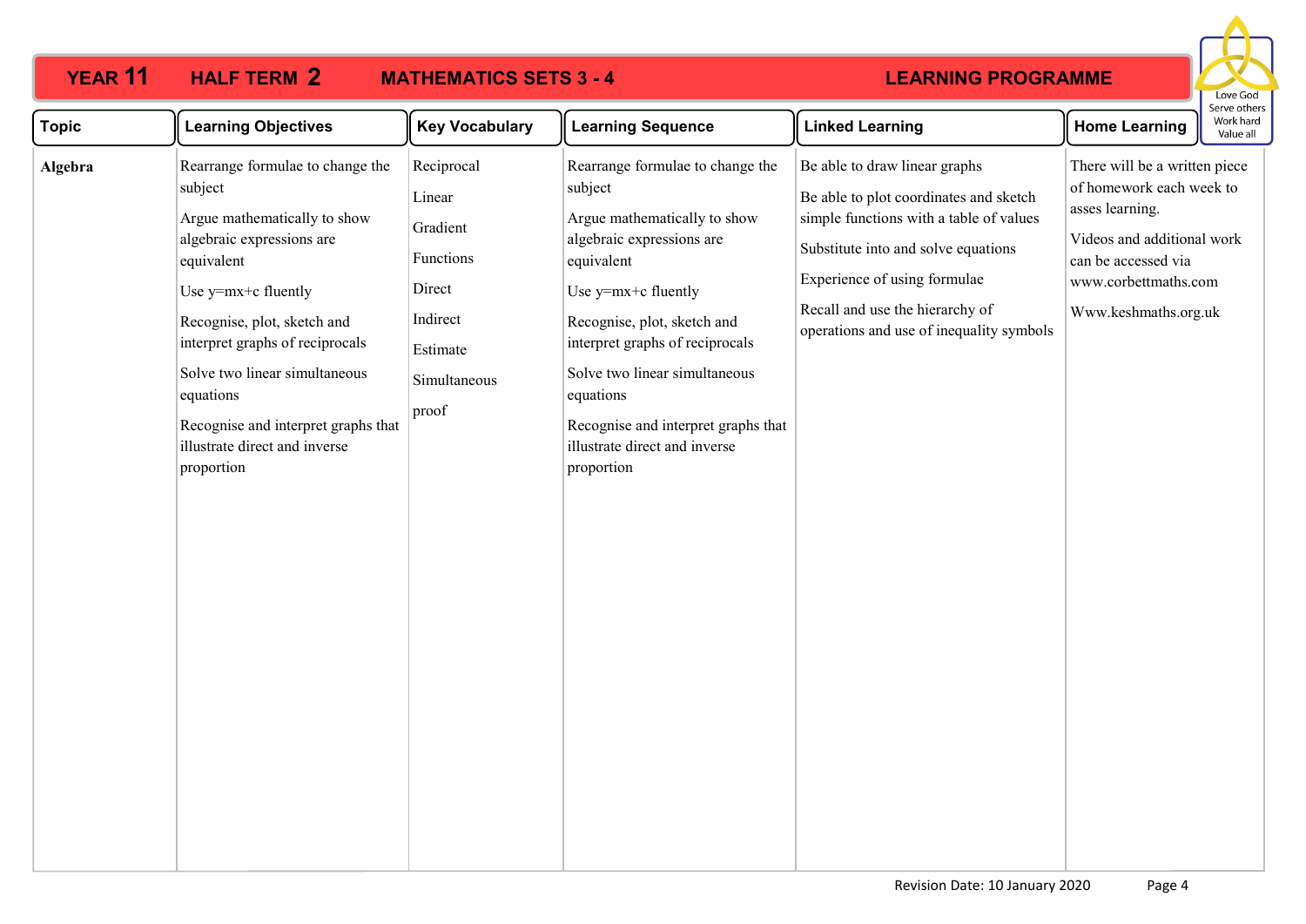# YEAR 11 HALF TERM 2 MATHEMATICS SETS 3 - 4 LEARNING PROGRAMME

Love God  
Serve others  
Work hard  
Value all

| Topic | Learning Objectives | Key Vocabulary | Learning Sequence | Linked Learning | Home Learning |
|---|---|---|---|---|---|
| **Algebra** | Rearrange formulae to change the subject<br><br>Argue mathematically to show algebraic expressions are equivalent<br><br>Use y=mx+c fluently<br><br>Recognise, plot, sketch and interpret graphs of reciprocals<br><br>Solve two linear simultaneous equations<br><br>Recognise and interpret graphs that illustrate direct and inverse proportion | Reciprocal<br><br>Linear<br><br>Gradient<br><br>Functions<br><br>Direct<br><br>Indirect<br><br>Estimate<br><br>Simultaneous<br><br>proof | Rearrange formulae to change the subject<br><br>Argue mathematically to show algebraic expressions are equivalent<br><br>Use y=mx+c fluently<br><br>Recognise, plot, sketch and interpret graphs of reciprocals<br><br>Solve two linear simultaneous equations<br><br>Recognise and interpret graphs that illustrate direct and inverse proportion | Be able to draw linear graphs<br><br>Be able to plot coordinates and sketch simple functions with a table of values<br><br>Substitute into and solve equations<br><br>Experience of using formulae<br><br>Recall and use the hierarchy of operations and use of inequality symbols | There will be a written piece of homework each week to asses learning.<br><br>Videos and additional work can be accessed via www.corbettmaths.com<br><br>Www.keshmaths.org.uk |

Revision Date: 10 January 2020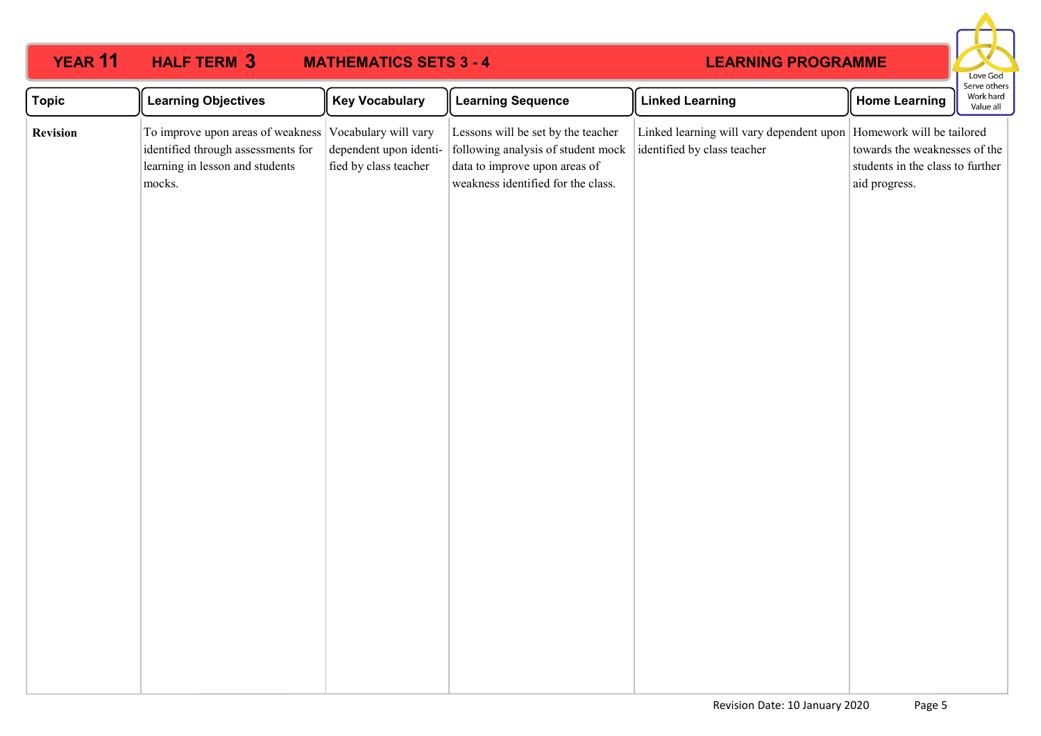# YEAR 11 HALF TERM 3 MATHEMATICS SETS 3 - 4 LEARNING PROGRAMME

Love God
Serve others
Work hard
Value all

| Topic | Learning Objectives | Key Vocabulary | Learning Sequence | Linked Learning | Home Learning |
|---|---|---|---|---|---|
| **Revision** | To improve upon areas of weakness identified through assessments for learning in lesson and students mocks. | Vocabulary will vary dependent upon identified by class teacher | Lessons will be set by the teacher following analysis of student mock data to improve upon areas of weakness identified for the class. | Linked learning will vary dependent upon identified by class teacher | Homework will be tailored towards the weaknesses of the students in the class to further aid progress. |

Revision Date: 10 January 2020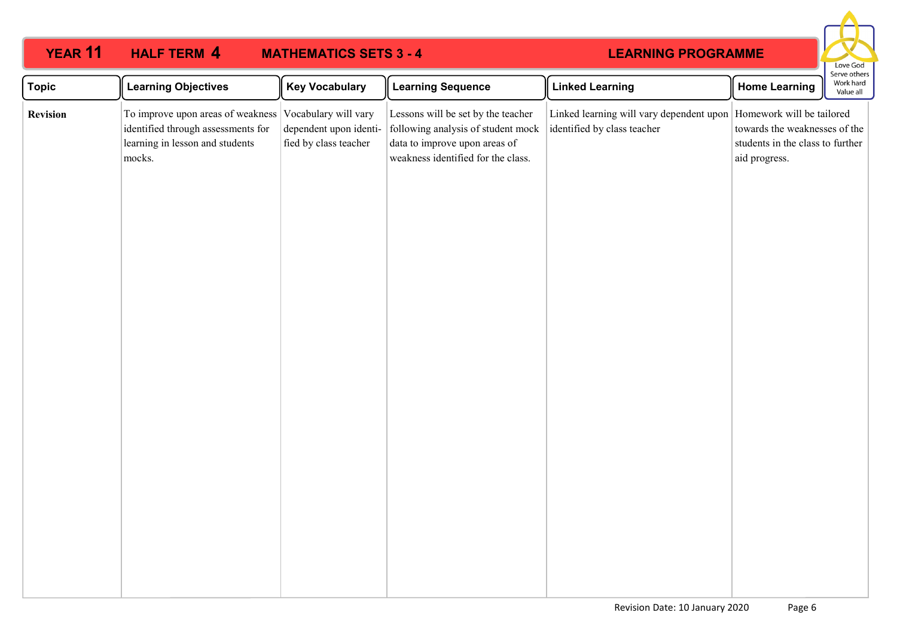# YEAR 11 HALF TERM 4 MATHEMATICS SETS 3 - 4 LEARNING PROGRAMME

Love God
Serve others
Work hard
Value all

| Topic | Learning Objectives | Key Vocabulary | Learning Sequence | Linked Learning | Home Learning |
|---|---|---|---|---|---|
| **Revision** | To improve upon areas of weakness identified through assessments for learning in lesson and students mocks. | Vocabulary will vary dependent upon identified by class teacher | Lessons will be set by the teacher following analysis of student mock data to improve upon areas of weakness identified for the class. | Linked learning will vary dependent upon identified by class teacher | Homework will be tailored towards the weaknesses of the students in the class to further aid progress. |

Revision Date: 10 January 2020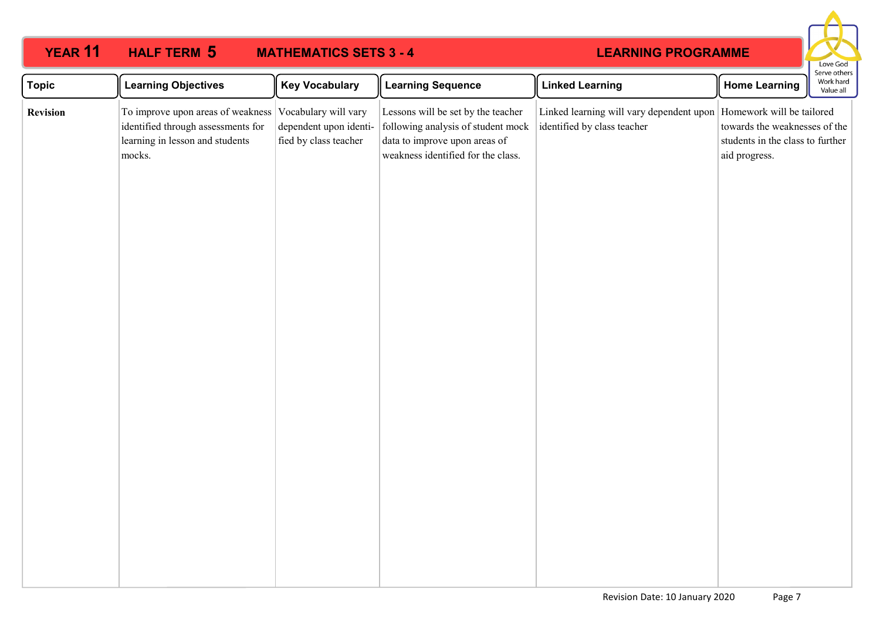# YEAR 11 HALF TERM 5 MATHEMATICS SETS 3 - 4 LEARNING PROGRAMME

Love God
Serve others
Work hard
Value all

| Topic | Learning Objectives | Key Vocabulary | Learning Sequence | Linked Learning | Home Learning |
|---|---|---|---|---|---|
| **Revision** | To improve upon areas of weakness identified through assessments for learning in lesson and students mocks. | Vocabulary will vary dependent upon identified by class teacher | Lessons will be set by the teacher following analysis of student mock data to improve upon areas of weakness identified for the class. | Linked learning will vary dependent upon identified by class teacher | Homework will be tailored towards the weaknesses of the students in the class to further aid progress. |

Revision Date: 10 January 2020